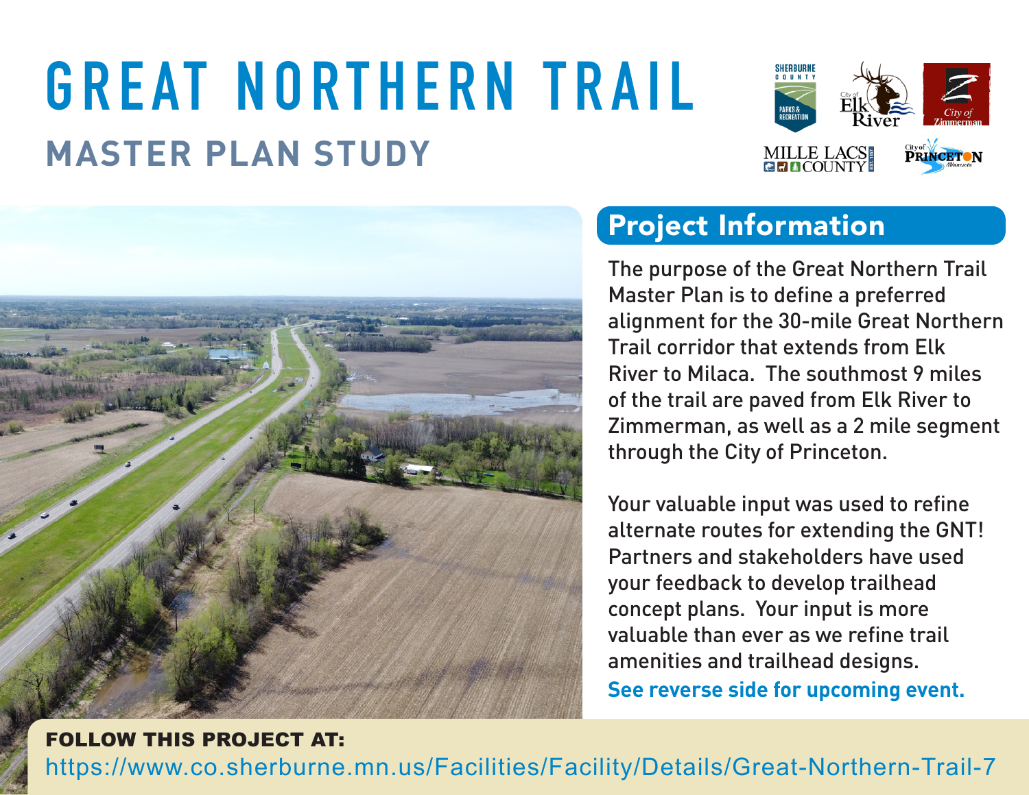# GREAT NORTHERN TRAIL

## MASTER PLAN STUDY

## Project Information

The purpose of the Great Northern Trail Master Plan is to define a preferred alignment for the 30-mile Great Northern Trail corridor that extends from Elk River to Milaca. The southmost 9 miles of the trail are paved from Elk River to Zimmerman, as well as a 2 mile segment through the City of Princeton.

Your valuable input was used to refine alternate routes for extending the GNT! Partners and stakeholders have used your feedback to develop trailhead concept plans. Your input is more valuable than ever as we refine trail amenities and trailhead designs.

**See reverse side for upcoming event.**

**FOLLOW THIS PROJECT AT:**

https://www.co.sherburne.mn.us/Facilities/Facility/Details/Great-Northern-Trail-7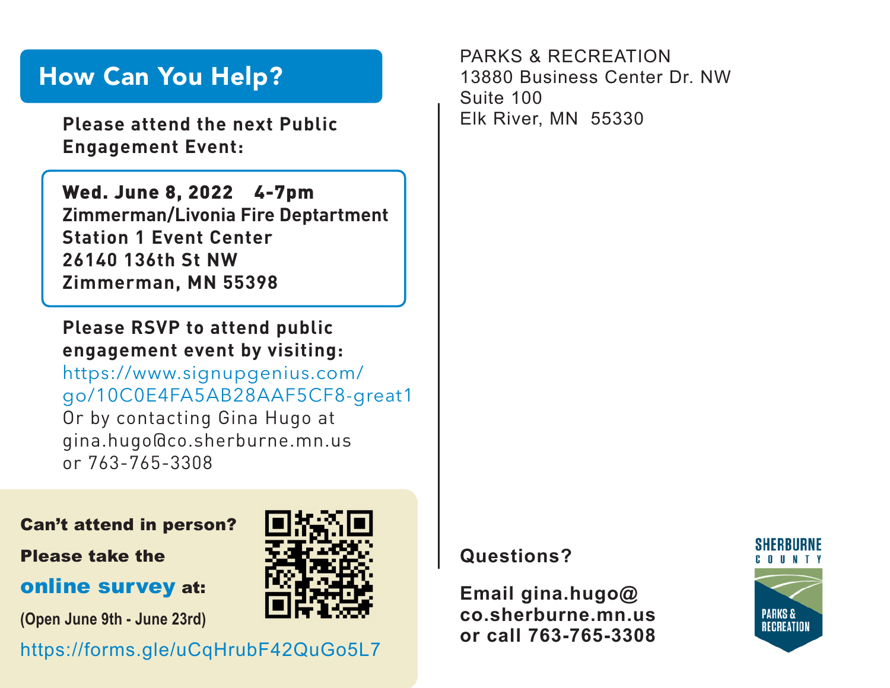## How Can You Help?

**Please attend the next Public Engagement Event:**

**Wed. June 8, 2022 4-7pm**
**Zimmerman/Livonia Fire Deptartment**
**Station 1 Event Center**
**26140 136th St NW**
**Zimmerman, MN 55398**

**Please RSVP to attend public engagement event by visiting:**
https://www.signupgenius.com/go/10C0E4FA5AB28AAF5CF8-great1
Or by contacting Gina Hugo at
gina.hugo@co.sherburne.mn.us
or 763-765-3308

**Can't attend in person?**

**Please take the online survey at:**

(Open June 9th - June 23rd)

https://forms.gle/uCqHrubF42QuGo5L7

PARKS & RECREATION
13880 Business Center Dr. NW
Suite 100
Elk River, MN 55330

**Questions?**

**Email gina.hugo@co.sherburne.mn.us or call 763-765-3308**

SHERBURNE COUNTY
PARKS & RECREATION